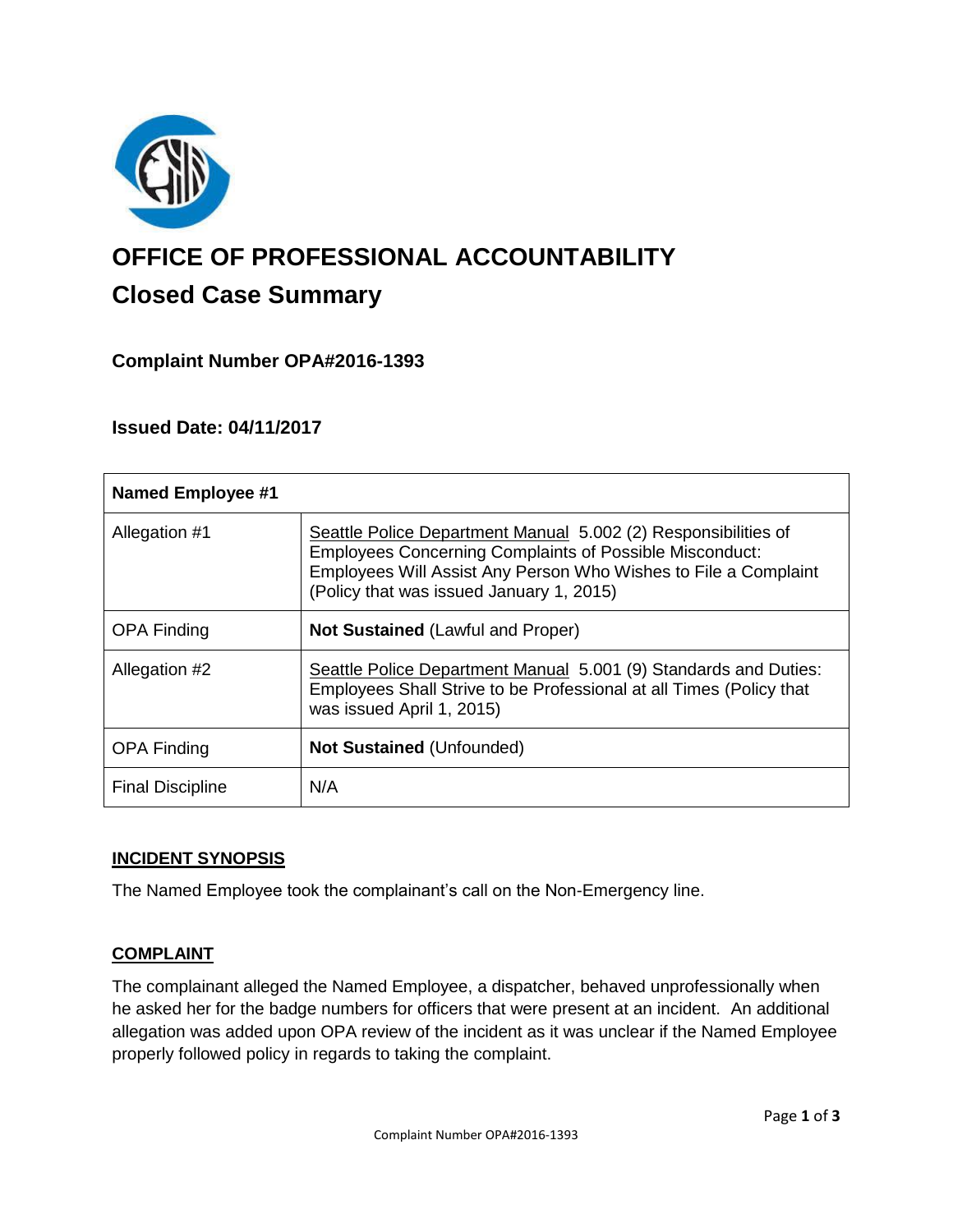# OFFICE OF PROFESSIONAL ACCOUNTABILITY

## Closed Case Summary

### Complaint Number OPA#2016-1393

### Issued Date: 04/11/2017

| Named Employee #1 | |
|---|---|
| Allegation #1 | Seattle Police Department Manual 5.002 (2) Responsibilities of Employees Concerning Complaints of Possible Misconduct: Employees Will Assist Any Person Who Wishes to File a Complaint (Policy that was issued January 1, 2015) |
| OPA Finding | **Not Sustained** (Lawful and Proper) |
| Allegation #2 | Seattle Police Department Manual 5.001 (9) Standards and Duties: Employees Shall Strive to be Professional at all Times (Policy that was issued April 1, 2015) |
| OPA Finding | **Not Sustained** (Unfounded) |
| Final Discipline | N/A |

**INCIDENT SYNOPSIS**

The Named Employee took the complainant's call on the Non-Emergency line.

**COMPLAINT**

The complainant alleged the Named Employee, a dispatcher, behaved unprofessionally when he asked her for the badge numbers for officers that were present at an incident. An additional allegation was added upon OPA review of the incident as it was unclear if the Named Employee properly followed policy in regards to taking the complaint.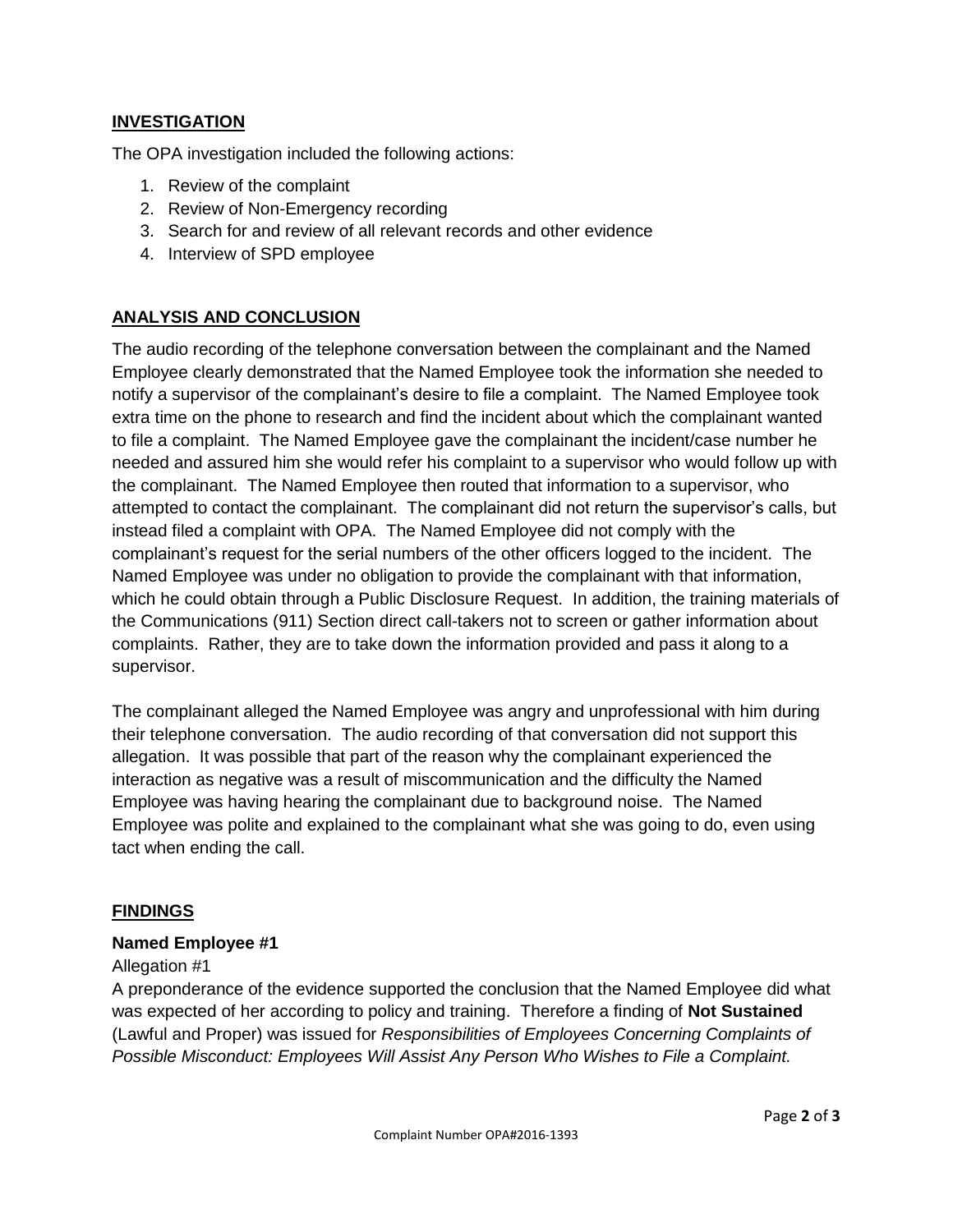## INVESTIGATION

The OPA investigation included the following actions:

1. Review of the complaint
2. Review of Non-Emergency recording
3. Search for and review of all relevant records and other evidence
4. Interview of SPD employee

## ANALYSIS AND CONCLUSION

The audio recording of the telephone conversation between the complainant and the Named Employee clearly demonstrated that the Named Employee took the information she needed to notify a supervisor of the complainant's desire to file a complaint. The Named Employee took extra time on the phone to research and find the incident about which the complainant wanted to file a complaint. The Named Employee gave the complainant the incident/case number he needed and assured him she would refer his complaint to a supervisor who would follow up with the complainant. The Named Employee then routed that information to a supervisor, who attempted to contact the complainant. The complainant did not return the supervisor's calls, but instead filed a complaint with OPA. The Named Employee did not comply with the complainant's request for the serial numbers of the other officers logged to the incident. The Named Employee was under no obligation to provide the complainant with that information, which he could obtain through a Public Disclosure Request. In addition, the training materials of the Communications (911) Section direct call-takers not to screen or gather information about complaints. Rather, they are to take down the information provided and pass it along to a supervisor.

The complainant alleged the Named Employee was angry and unprofessional with him during their telephone conversation. The audio recording of that conversation did not support this allegation. It was possible that part of the reason why the complainant experienced the interaction as negative was a result of miscommunication and the difficulty the Named Employee was having hearing the complainant due to background noise. The Named Employee was polite and explained to the complainant what she was going to do, even using tact when ending the call.

## FINDINGS

### Named Employee #1

Allegation #1

A preponderance of the evidence supported the conclusion that the Named Employee did what was expected of her according to policy and training. Therefore a finding of **Not Sustained** (Lawful and Proper) was issued for *Responsibilities of Employees Concerning Complaints of Possible Misconduct: Employees Will Assist Any Person Who Wishes to File a Complaint.*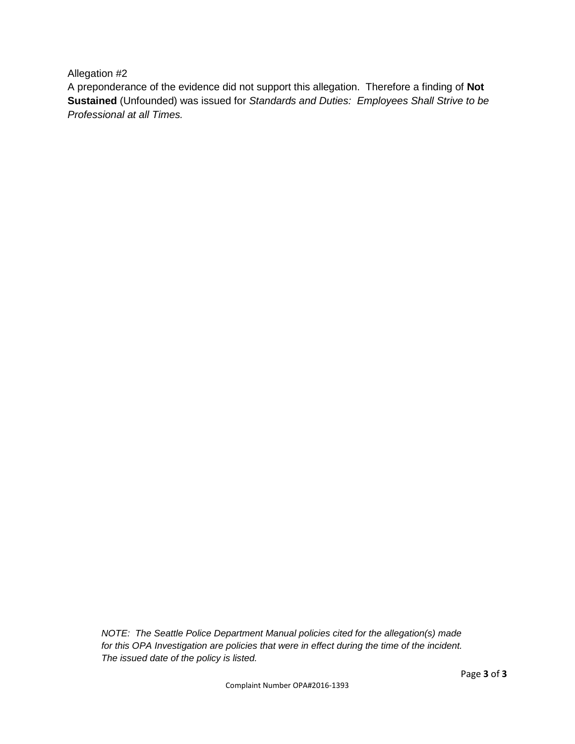Allegation #2
A preponderance of the evidence did not support this allegation. Therefore a finding of **Not Sustained** (Unfounded) was issued for *Standards and Duties: Employees Shall Strive to be Professional at all Times.*

*NOTE: The Seattle Police Department Manual policies cited for the allegation(s) made for this OPA Investigation are policies that were in effect during the time of the incident. The issued date of the policy is listed.*

Complaint Number OPA#2016-1393